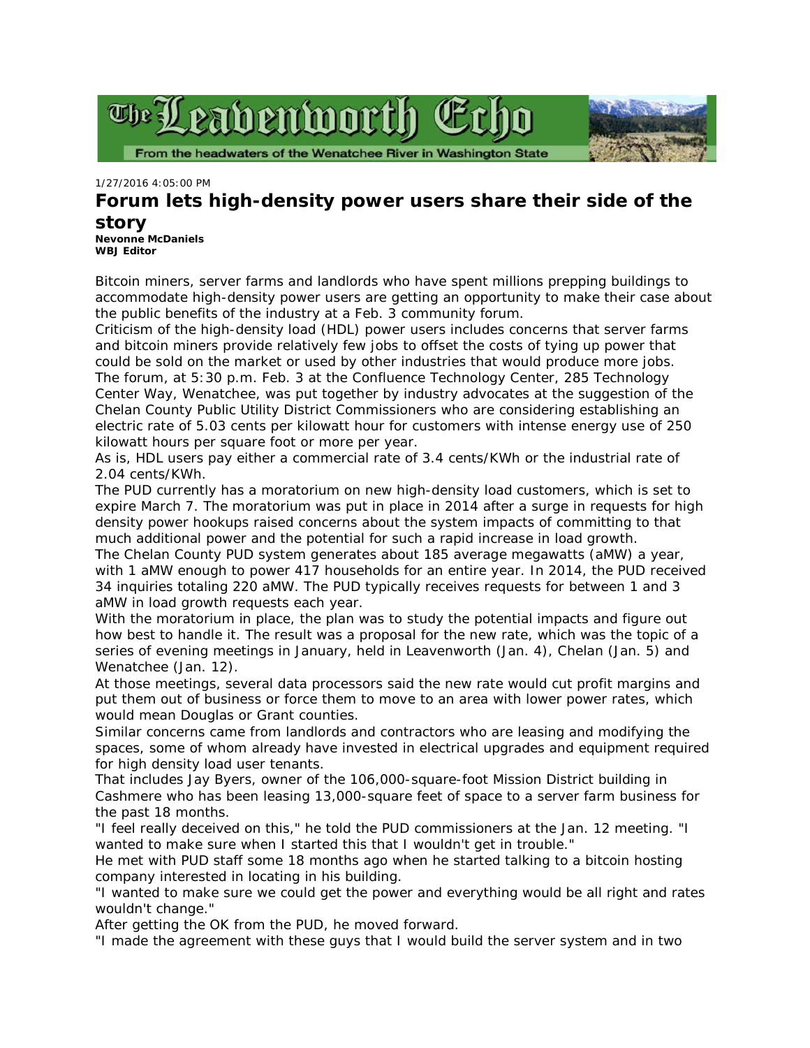# The Leavenworth Echo

From the headwaters of the Wenatchee River in Washington State

1/27/2016 4:05:00 PM

## Forum lets high-density power users share their side of the story

**Nevonne McDaniels**
**WBJ Editor**

Bitcoin miners, server farms and landlords who have spent millions prepping buildings to accommodate high-density power users are getting an opportunity to make their case about the public benefits of the industry at a Feb. 3 community forum.

Criticism of the high-density load (HDL) power users includes concerns that server farms and bitcoin miners provide relatively few jobs to offset the costs of tying up power that could be sold on the market or used by other industries that would produce more jobs.

The forum, at 5:30 p.m. Feb. 3 at the Confluence Technology Center, 285 Technology Center Way, Wenatchee, was put together by industry advocates at the suggestion of the Chelan County Public Utility District Commissioners who are considering establishing an electric rate of 5.03 cents per kilowatt hour for customers with intense energy use of 250 kilowatt hours per square foot or more per year.

As is, HDL users pay either a commercial rate of 3.4 cents/KWh or the industrial rate of 2.04 cents/KWh.

The PUD currently has a moratorium on new high-density load customers, which is set to expire March 7. The moratorium was put in place in 2014 after a surge in requests for high density power hookups raised concerns about the system impacts of committing to that much additional power and the potential for such a rapid increase in load growth.

The Chelan County PUD system generates about 185 average megawatts (aMW) a year, with 1 aMW enough to power 417 households for an entire year. In 2014, the PUD received 34 inquiries totaling 220 aMW. The PUD typically receives requests for between 1 and 3 aMW in load growth requests each year.

With the moratorium in place, the plan was to study the potential impacts and figure out how best to handle it. The result was a proposal for the new rate, which was the topic of a series of evening meetings in January, held in Leavenworth (Jan. 4), Chelan (Jan. 5) and Wenatchee (Jan. 12).

At those meetings, several data processors said the new rate would cut profit margins and put them out of business or force them to move to an area with lower power rates, which would mean Douglas or Grant counties.

Similar concerns came from landlords and contractors who are leasing and modifying the spaces, some of whom already have invested in electrical upgrades and equipment required for high density load user tenants.

That includes Jay Byers, owner of the 106,000-square-foot Mission District building in Cashmere who has been leasing 13,000-square feet of space to a server farm business for the past 18 months.

"I feel really deceived on this," he told the PUD commissioners at the Jan. 12 meeting. "I wanted to make sure when I started this that I wouldn't get in trouble."

He met with PUD staff some 18 months ago when he started talking to a bitcoin hosting company interested in locating in his building.

"I wanted to make sure we could get the power and everything would be all right and rates wouldn't change."

After getting the OK from the PUD, he moved forward.

"I made the agreement with these guys that I would build the server system and in two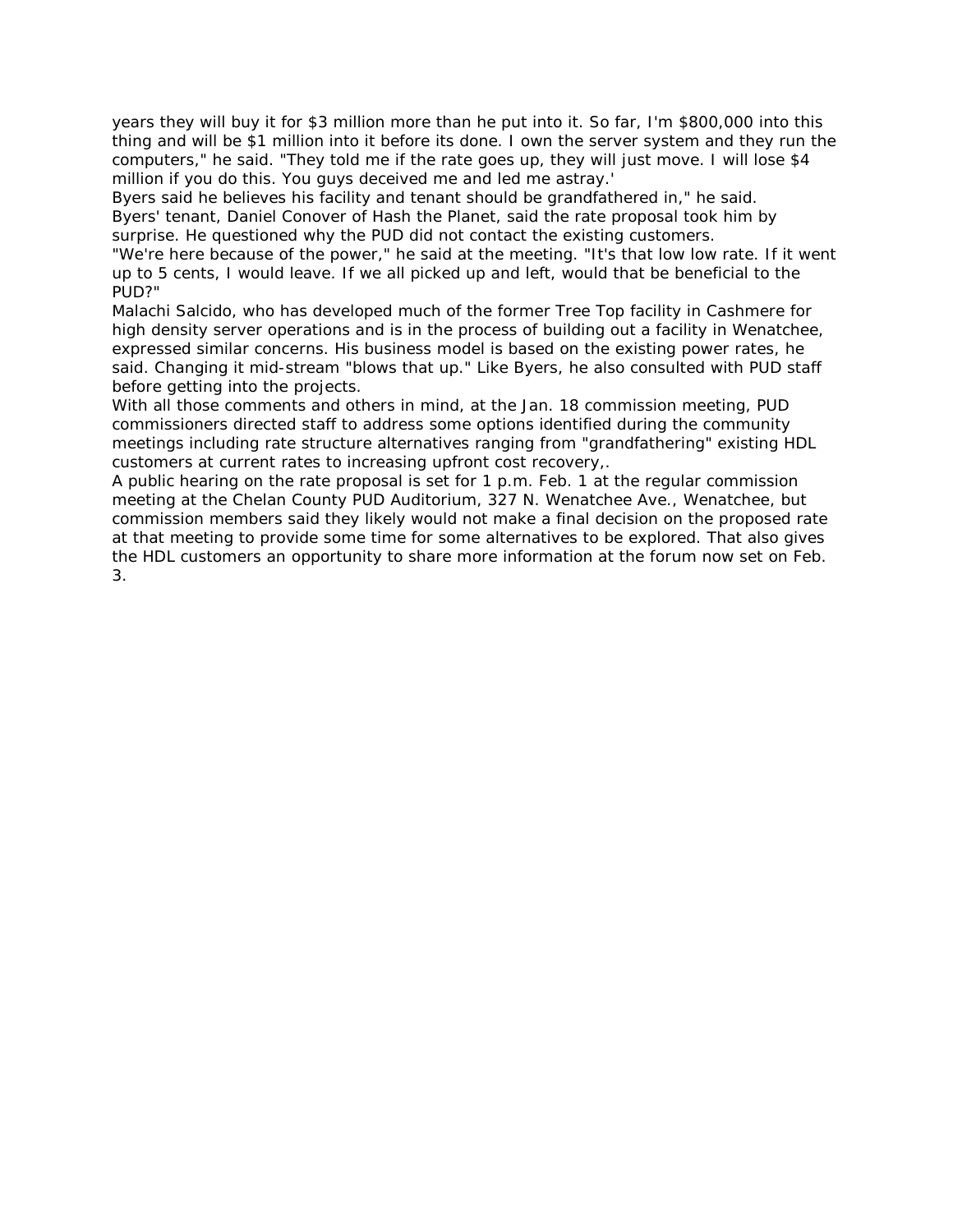years they will buy it for $3 million more than he put into it. So far, I'm $800,000 into this thing and will be $1 million into it before its done. I own the server system and they run the computers," he said. "They told me if the rate goes up, they will just move. I will lose $4 million if you do this. You guys deceived me and led me astray.'

Byers said he believes his facility and tenant should be grandfathered in," he said.

Byers' tenant, Daniel Conover of Hash the Planet, said the rate proposal took him by surprise. He questioned why the PUD did not contact the existing customers.

"We're here because of the power," he said at the meeting. "It's that low low rate. If it went up to 5 cents, I would leave. If we all picked up and left, would that be beneficial to the PUD?"

Malachi Salcido, who has developed much of the former Tree Top facility in Cashmere for high density server operations and is in the process of building out a facility in Wenatchee, expressed similar concerns. His business model is based on the existing power rates, he said. Changing it mid-stream "blows that up." Like Byers, he also consulted with PUD staff before getting into the projects.

With all those comments and others in mind, at the Jan. 18 commission meeting, PUD commissioners directed staff to address some options identified during the community meetings including rate structure alternatives ranging from "grandfathering" existing HDL customers at current rates to increasing upfront cost recovery,.

A public hearing on the rate proposal is set for 1 p.m. Feb. 1 at the regular commission meeting at the Chelan County PUD Auditorium, 327 N. Wenatchee Ave., Wenatchee, but commission members said they likely would not make a final decision on the proposed rate at that meeting to provide some time for some alternatives to be explored. That also gives the HDL customers an opportunity to share more information at the forum now set on Feb. 3.